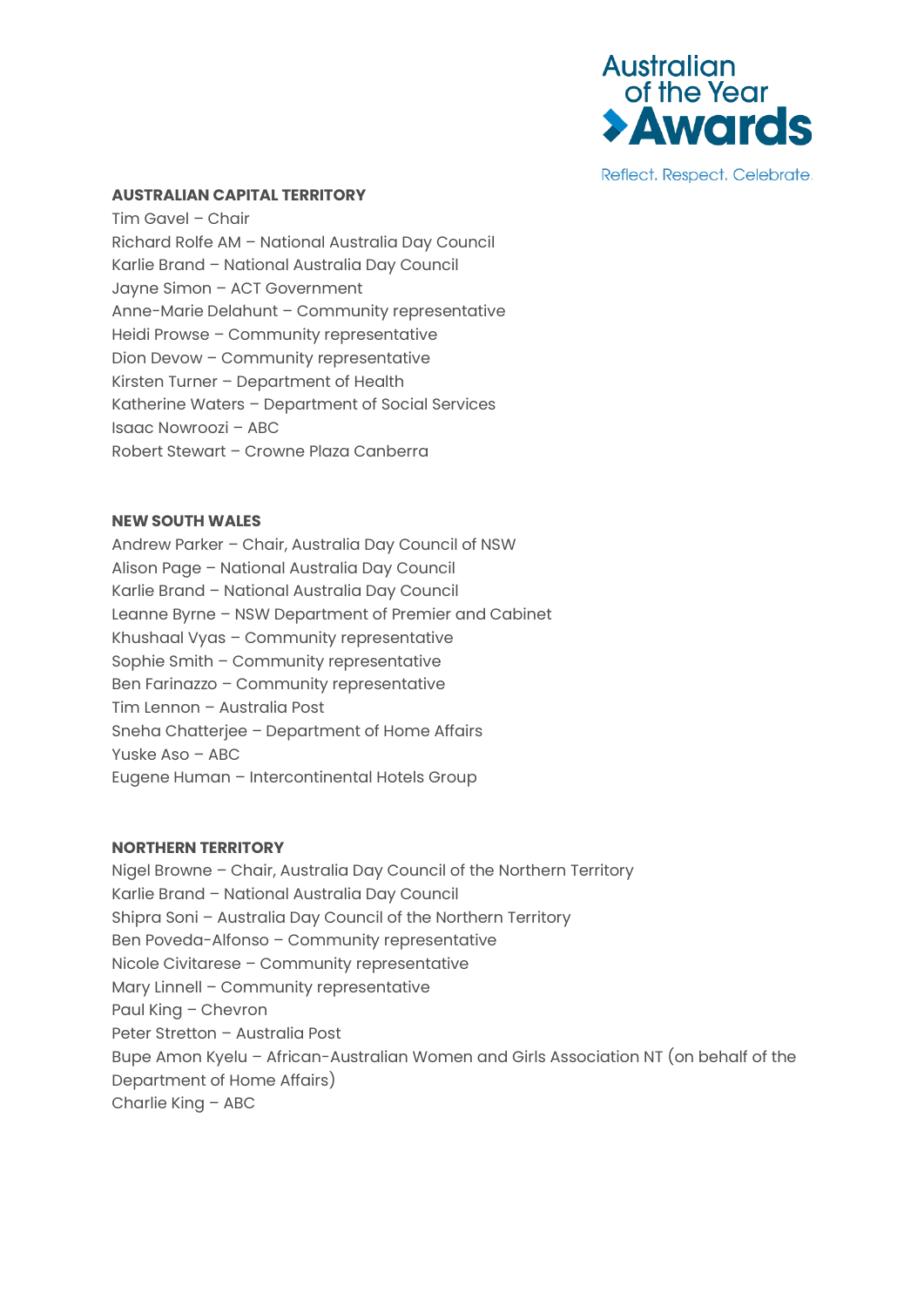Australian of the Year Awards

Reflect. Respect. Celebrate.

**AUSTRALIAN CAPITAL TERRITORY**

Tim Gavel – Chair
Richard Rolfe AM – National Australia Day Council
Karlie Brand – National Australia Day Council
Jayne Simon – ACT Government
Anne-Marie Delahunt – Community representative
Heidi Prowse – Community representative
Dion Devow – Community representative
Kirsten Turner – Department of Health
Katherine Waters – Department of Social Services
Isaac Nowroozi – ABC
Robert Stewart – Crowne Plaza Canberra

**NEW SOUTH WALES**

Andrew Parker – Chair, Australia Day Council of NSW
Alison Page – National Australia Day Council
Karlie Brand – National Australia Day Council
Leanne Byrne – NSW Department of Premier and Cabinet
Khushaal Vyas – Community representative
Sophie Smith – Community representative
Ben Farinazzo – Community representative
Tim Lennon – Australia Post
Sneha Chatterjee – Department of Home Affairs
Yuske Aso – ABC
Eugene Human – Intercontinental Hotels Group

**NORTHERN TERRITORY**

Nigel Browne – Chair, Australia Day Council of the Northern Territory
Karlie Brand – National Australia Day Council
Shipra Soni – Australia Day Council of the Northern Territory
Ben Poveda-Alfonso – Community representative
Nicole Civitarese – Community representative
Mary Linnell – Community representative
Paul King – Chevron
Peter Stretton – Australia Post
Bupe Amon Kyelu – African-Australian Women and Girls Association NT (on behalf of the Department of Home Affairs)
Charlie King – ABC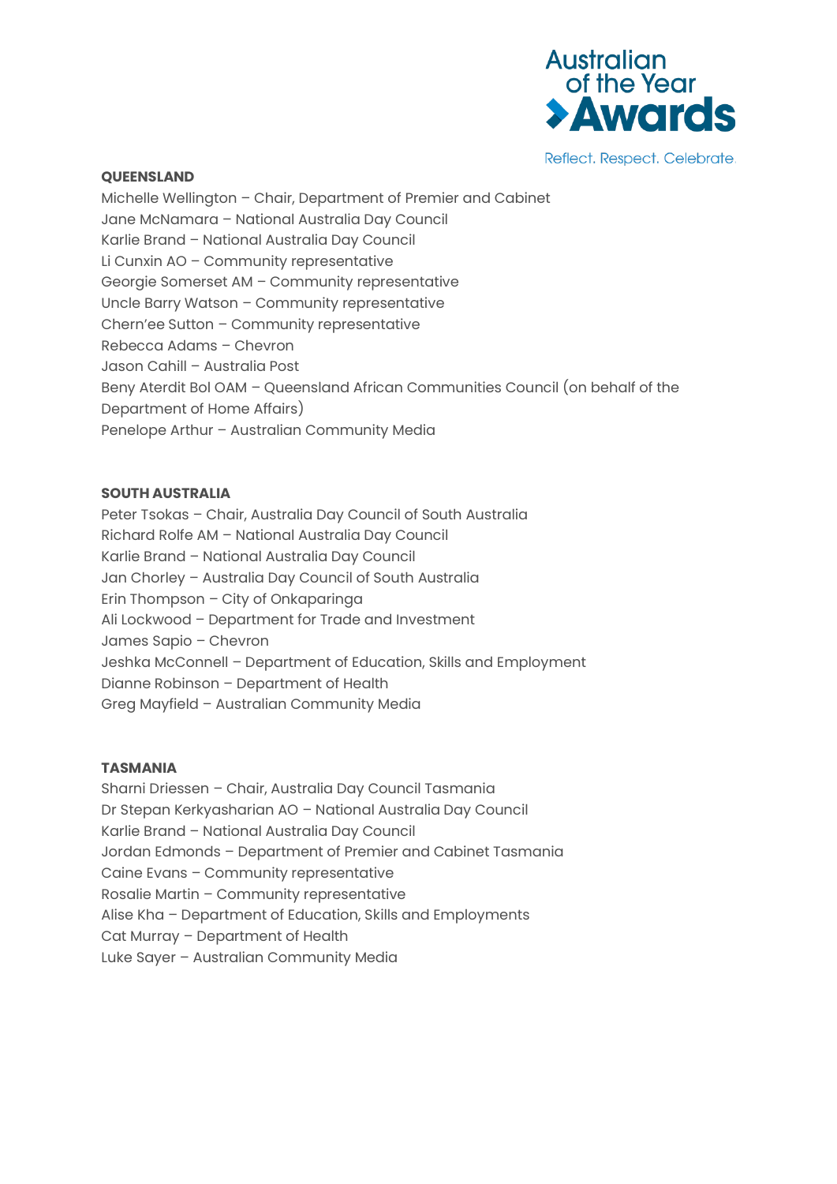**QUEENSLAND**

Michelle Wellington – Chair, Department of Premier and Cabinet
Jane McNamara – National Australia Day Council
Karlie Brand – National Australia Day Council
Li Cunxin AO – Community representative
Georgie Somerset AM – Community representative
Uncle Barry Watson – Community representative
Chern'ee Sutton – Community representative
Rebecca Adams – Chevron
Jason Cahill – Australia Post
Beny Aterdit Bol OAM – Queensland African Communities Council (on behalf of the Department of Home Affairs)
Penelope Arthur – Australian Community Media

**SOUTH AUSTRALIA**

Peter Tsokas – Chair, Australia Day Council of South Australia
Richard Rolfe AM – National Australia Day Council
Karlie Brand – National Australia Day Council
Jan Chorley – Australia Day Council of South Australia
Erin Thompson – City of Onkaparinga
Ali Lockwood – Department for Trade and Investment
James Sapio – Chevron
Jeshka McConnell – Department of Education, Skills and Employment
Dianne Robinson – Department of Health
Greg Mayfield – Australian Community Media

**TASMANIA**

Sharni Driessen – Chair, Australia Day Council Tasmania
Dr Stepan Kerkyasharian AO – National Australia Day Council
Karlie Brand – National Australia Day Council
Jordan Edmonds – Department of Premier and Cabinet Tasmania
Caine Evans – Community representative
Rosalie Martin – Community representative
Alise Kha – Department of Education, Skills and Employments
Cat Murray – Department of Health
Luke Sayer – Australian Community Media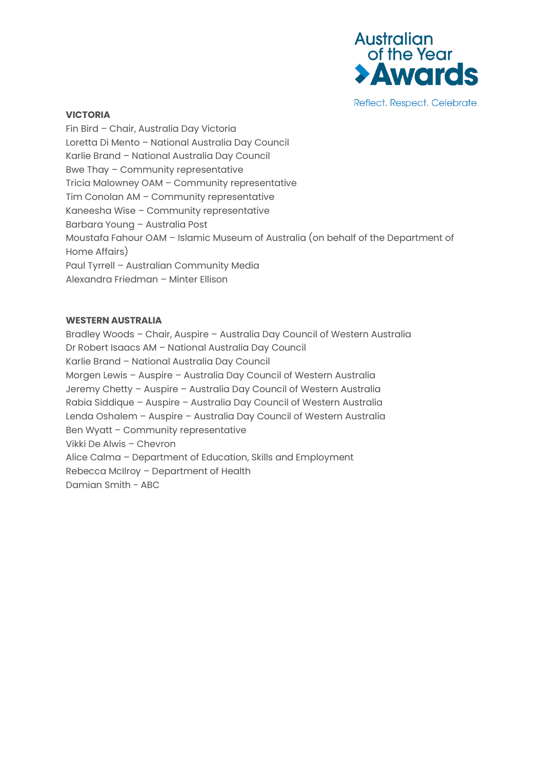**VICTORIA**

Fin Bird – Chair, Australia Day Victoria
Loretta Di Mento – National Australia Day Council
Karlie Brand – National Australia Day Council
Bwe Thay – Community representative
Tricia Malowney OAM – Community representative
Tim Conolan AM – Community representative
Kaneesha Wise – Community representative
Barbara Young – Australia Post
Moustafa Fahour OAM – Islamic Museum of Australia (on behalf of the Department of Home Affairs)
Paul Tyrrell – Australian Community Media
Alexandra Friedman – Minter Ellison

**WESTERN AUSTRALIA**

Bradley Woods – Chair, Auspire – Australia Day Council of Western Australia
Dr Robert Isaacs AM – National Australia Day Council
Karlie Brand – National Australia Day Council
Morgen Lewis – Auspire – Australia Day Council of Western Australia
Jeremy Chetty – Auspire – Australia Day Council of Western Australia
Rabia Siddique – Auspire – Australia Day Council of Western Australia
Lenda Oshalem – Auspire – Australia Day Council of Western Australia
Ben Wyatt – Community representative
Vikki De Alwis – Chevron
Alice Calma – Department of Education, Skills and Employment
Rebecca McIlroy – Department of Health
Damian Smith - ABC